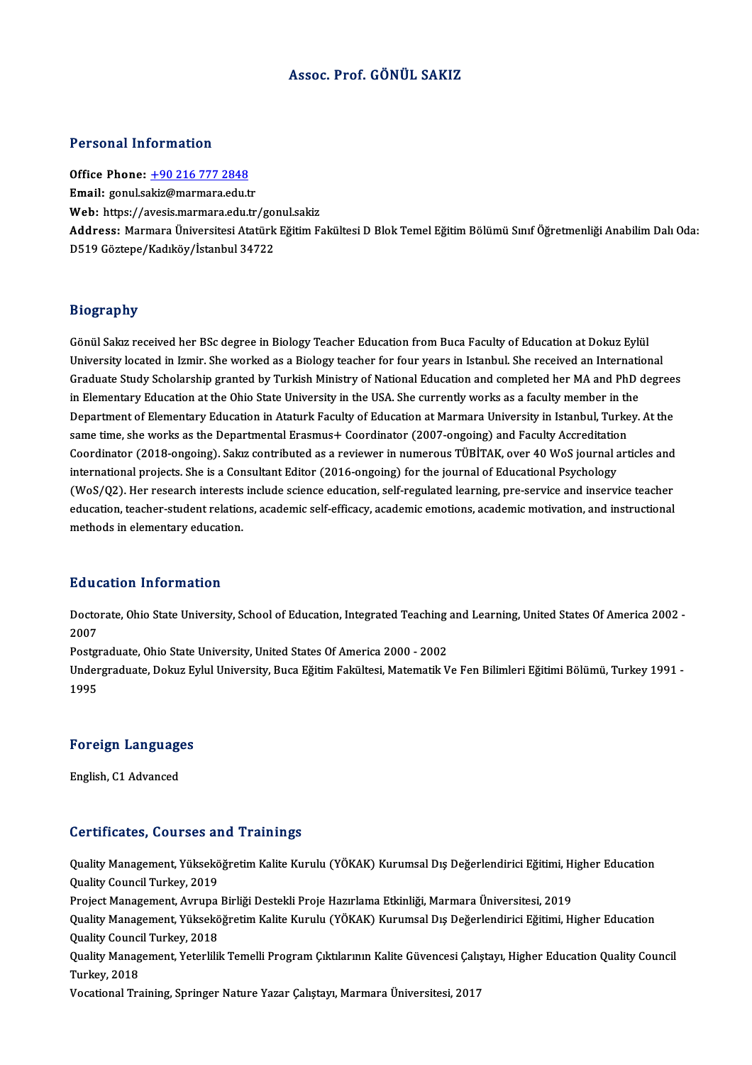# Assoc. Prof. GÖNÜL SAKIZ

## Personal Information

**Office Phone:** +90 216 777 2848
**Email:** gonul.sakiz@marmara.edu.tr
**Web:** https://avesis.marmara.edu.tr/gonul.sakiz
**Address:** Marmara Üniversitesi Atatürk Eğitim Fakültesi D Blok Temel Eğitim Bölümü Sınıf Öğretmenliği Anabilim Dalı Oda: D519 Göztepe/Kadıköy/İstanbul 34722

## Biography

Gönül Sakız received her BSc degree in Biology Teacher Education from Buca Faculty of Education at Dokuz Eylül University located in Izmir. She worked as a Biology teacher for four years in Istanbul. She received an International Graduate Study Scholarship granted by Turkish Ministry of National Education and completed her MA and PhD degrees in Elementary Education at the Ohio State University in the USA. She currently works as a faculty member in the Department of Elementary Education in Ataturk Faculty of Education at Marmara University in Istanbul, Turkey. At the same time, she works as the Departmental Erasmus+ Coordinator (2007-ongoing) and Faculty Accreditation Coordinator (2018-ongoing). Sakız contributed as a reviewer in numerous TÜBİTAK, over 40 WoS journal articles and international projects. She is a Consultant Editor (2016-ongoing) for the journal of Educational Psychology (WoS/Q2). Her research interests include science education, self-regulated learning, pre-service and inservice teacher education, teacher-student relations, academic self-efficacy, academic emotions, academic motivation, and instructional methods in elementary education.

## Education Information

Doctorate, Ohio State University, School of Education, Integrated Teaching and Learning, United States Of America 2002 - 2007

Postgraduate, Ohio State University, United States Of America 2000 - 2002

Undergraduate, Dokuz Eylul University, Buca Eğitim Fakültesi, Matematik Ve Fen Bilimleri Eğitimi Bölümü, Turkey 1991 - 1995

## Foreign Languages

English, C1 Advanced

## Certificates, Courses and Trainings

Quality Management, Yükseköğretim Kalite Kurulu (YÖKAK) Kurumsal Dış Değerlendirici Eğitimi, Higher Education Quality Council Turkey, 2019

Project Management, Avrupa Birliği Destekli Proje Hazırlama Etkinliği, Marmara Üniversitesi, 2019

Quality Management, Yükseköğretim Kalite Kurulu (YÖKAK) Kurumsal Dış Değerlendirici Eğitimi, Higher Education Quality Council Turkey, 2018

Quality Management, Yeterlilik Temelli Program Çıktılarının Kalite Güvencesi Çalıştayı, Higher Education Quality Council Turkey, 2018

Vocational Training, Springer Nature Yazar Çalıştayı, Marmara Üniversitesi, 2017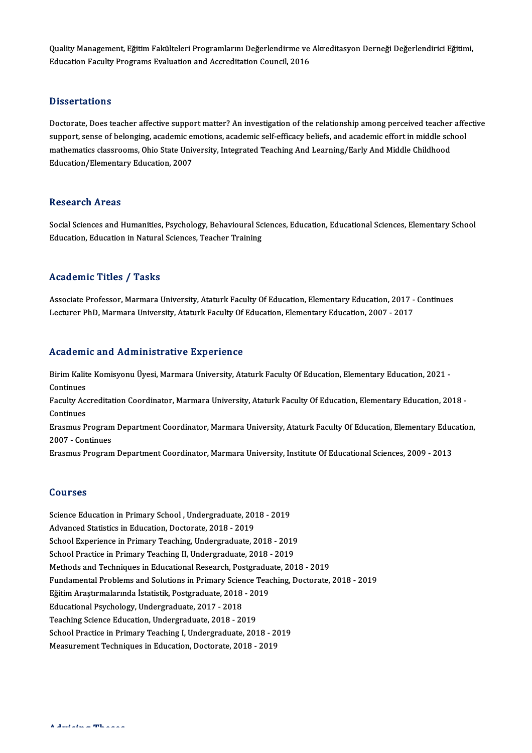Quality Management, Eğitim Fakülteleri Programlarını Değerlendirme ve Akreditasyon Derneği Değerlendirici Eğitimi, Education Faculty Programs Evaluation and Accreditation Council, 2016

## Dissertations

Doctorate, Does teacher affective support matter? An investigation of the relationship among perceived teacher affective support, sense of belonging, academic emotions, academic self-efficacy beliefs, and academic effort in middle school mathematics classrooms, Ohio State University, Integrated Teaching And Learning/Early And Middle Childhood Education/Elementary Education, 2007

## Research Areas

Social Sciences and Humanities, Psychology, Behavioural Sciences, Education, Educational Sciences, Elementary School Education, Education in Natural Sciences, Teacher Training

## Academic Titles / Tasks

Associate Professor, Marmara University, Ataturk Faculty Of Education, Elementary Education, 2017 - Continues
Lecturer PhD, Marmara University, Ataturk Faculty Of Education, Elementary Education, 2007 - 2017

## Academic and Administrative Experience

Birim Kalite Komisyonu Üyesi, Marmara University, Ataturk Faculty Of Education, Elementary Education, 2021 - Continues
Faculty Accreditation Coordinator, Marmara University, Ataturk Faculty Of Education, Elementary Education, 2018 - Continues
Erasmus Program Department Coordinator, Marmara University, Ataturk Faculty Of Education, Elementary Education, 2007 - Continues
Erasmus Program Department Coordinator, Marmara University, Institute Of Educational Sciences, 2009 - 2013

## Courses

Science Education in Primary School , Undergraduate, 2018 - 2019
Advanced Statistics in Education, Doctorate, 2018 - 2019
School Experience in Primary Teaching, Undergraduate, 2018 - 2019
School Practice in Primary Teaching II, Undergraduate, 2018 - 2019
Methods and Techniques in Educational Research, Postgraduate, 2018 - 2019
Fundamental Problems and Solutions in Primary Science Teaching, Doctorate, 2018 - 2019
Eğitim Araştırmalarında İstatistik, Postgraduate, 2018 - 2019
Educational Psychology, Undergraduate, 2017 - 2018
Teaching Science Education, Undergraduate, 2018 - 2019
School Practice in Primary Teaching I, Undergraduate, 2018 - 2019
Measurement Techniques in Education, Doctorate, 2018 - 2019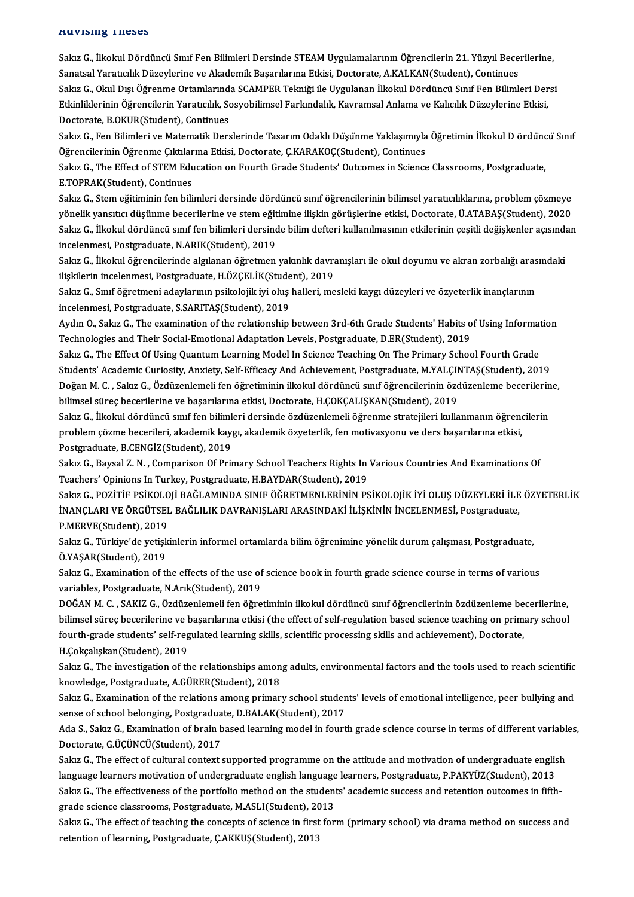## Advising Theses

Sakız G., İlkokul Dördüncü Sınıf Fen Bilimleri Dersinde STEAM Uygulamalarının Öğrencilerin 21. Yüzyıl Becerilerine, Sanatsal Yaratıcılık Düzeylerine ve Akademik Başarılarına Etkisi, Doctorate, A.KALKAN(Student), Continues

Sakız G., Okul Dışı Öğrenme Ortamlarında SCAMPER Tekniği ile Uygulanan İlkokul Dördüncü Sınıf Fen Bilimleri Dersi Etkinliklerinin Öğrencilerin Yaratıcılık, Sosyobilimsel Farkındalık, Kavramsal Anlama ve Kalıcılık Düzeylerine Etkisi, Doctorate, B.OKUR(Student), Continues

Sakız G., Fen Bilimleri ve Matematik Derslerinde Tasarım Odaklı Düşünme Yaklaşımıyla Öğretimin İlkokul D ördüncü Sınıf Öğrencilerinin Öğrenme Çıktılarına Etkisi, Doctorate, Ç.KARAKOÇ(Student), Continues

Sakız G., The Effect of STEM Education on Fourth Grade Students' Outcomes in Science Classrooms, Postgraduate, E.TOPRAK(Student), Continues

Sakız G., Stem eğitiminin fen bilimleri dersinde dördüncü sınıf öğrencilerinin bilimsel yaratıcılıklarına, problem çözmeye yönelik yansıtıcı düşünme becerilerine ve stem eğitimine ilişkin görüşlerine etkisi, Doctorate, Ü.ATABAŞ(Student), 2020

Sakız G., İlkokul dördüncü sınıf fen bilimleri dersinde bilim defteri kullanılmasının etkilerinin çeşitli değişkenler açısından incelenmesi, Postgraduate, N.ARIK(Student), 2019

Sakız G., İlkokul öğrencilerinde algılanan öğretmen yakınlık davranışları ile okul doyumu ve akran zorbalığı arasındaki ilişkilerin incelenmesi, Postgraduate, H.ÖZÇELİK(Student), 2019

Sakız G., Sınıf öğretmeni adaylarının psikolojik iyi oluş halleri, mesleki kaygı düzeyleri ve özyeterlik inançlarının incelenmesi, Postgraduate, S.SARITAŞ(Student), 2019

Aydın O., Sakız G., The examination of the relationship between 3rd-6th Grade Students' Habits of Using Information Technologies and Their Social-Emotional Adaptation Levels, Postgraduate, D.ER(Student), 2019

Sakız G., The Effect Of Using Quantum Learning Model In Science Teaching On The Primary School Fourth Grade Students' Academic Curiosity, Anxiety, Self-Efficacy And Achievement, Postgraduate, M.YALÇINTAŞ(Student), 2019

Doğan M. C. , Sakız G., Özdüzenlemeli fen öğretiminin ilkokul dördüncü sınıf öğrencilerinin özdüzenleme becerilerine, bilimsel süreç becerilerine ve başarılarına etkisi, Doctorate, H.ÇOKÇALIŞKAN(Student), 2019

Sakız G., İlkokul dördüncü sınıf fen bilimleri dersinde özdüzenlemeli öğrenme stratejileri kullanmanın öğrencilerin problem çözme becerileri, akademik kaygı, akademik özyeterlik, fen motivasyonu ve ders başarılarına etkisi, Postgraduate, B.CENGİZ(Student), 2019

Sakız G., Baysal Z. N. , Comparison Of Primary School Teachers Rights In Various Countries And Examinations Of Teachers' Opinions In Turkey, Postgraduate, H.BAYDAR(Student), 2019

Sakız G., POZİTİF PSİKOLOJİ BAĞLAMINDA SINIF ÖĞRETMENLERİNİN PSİKOLOJİK İYİ OLUŞ DÜZEYLERİ İLE ÖZYETERLİK İNANÇLARI VE ÖRGÜTSEL BAĞLILIK DAVRANIŞLARI ARASINDAKİ İLİŞKİNİN İNCELENMESİ, Postgraduate, P.MERVE(Student), 2019

Sakız G., Türkiye'de yetişkinlerin informel ortamlarda bilim öğrenimine yönelik durum çalışması, Postgraduate, Ö.YAŞAR(Student), 2019

Sakız G., Examination of the effects of the use of science book in fourth grade science course in terms of various variables, Postgraduate, N.Arık(Student), 2019

DOĞAN M. C. , SAKIZ G., Özdüzenlemeli fen öğretiminin ilkokul dördüncü sınıf öğrencilerinin özdüzenleme becerilerine, bilimsel süreç becerilerine ve başarılarına etkisi (the effect of self-regulation based science teaching on primary school fourth-grade students' self-regulated learning skills, scientific processing skills and achievement), Doctorate, H.Çokçalışkan(Student), 2019

Sakız G., The investigation of the relationships among adults, environmental factors and the tools used to reach scientific knowledge, Postgraduate, A.GÜRER(Student), 2018

Sakız G., Examination of the relations among primary school students' levels of emotional intelligence, peer bullying and sense of school belonging, Postgraduate, D.BALAK(Student), 2017

Ada S., Sakız G., Examination of brain based learning model in fourth grade science course in terms of different variables, Doctorate, G.ÜÇÜNCÜ(Student), 2017

Sakız G., The effect of cultural context supported programme on the attitude and motivation of undergraduate english language learners motivation of undergraduate english language learners, Postgraduate, P.PAKYÜZ(Student), 2013

Sakız G., The effectiveness of the portfolio method on the students' academic success and retention outcomes in fifth-grade science classrooms, Postgraduate, M.ASLI(Student), 2013

Sakız G., The effect of teaching the concepts of science in first form (primary school) via drama method on success and retention of learning, Postgraduate, Ç.AKKUŞ(Student), 2013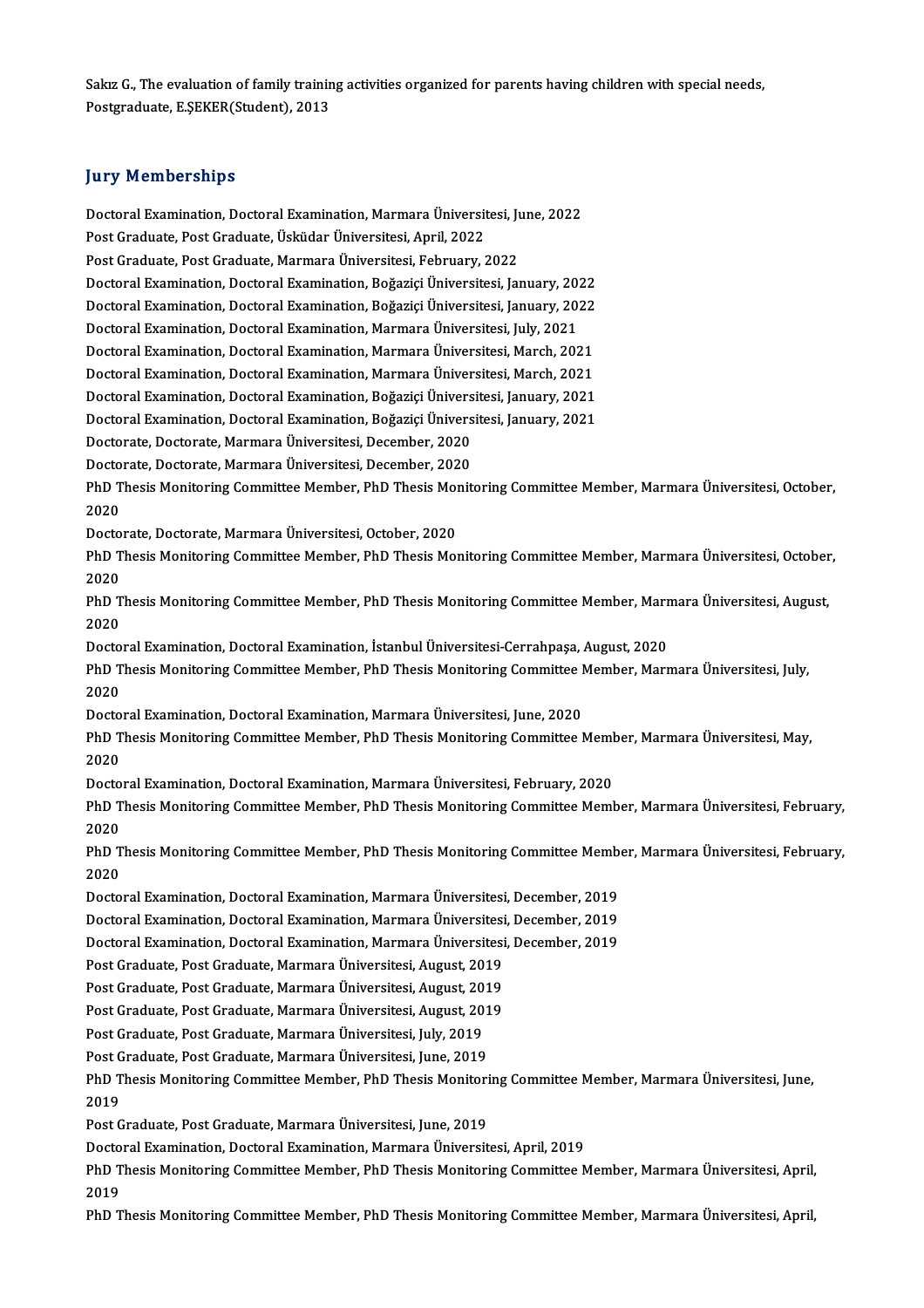Sakız G., The evaluation of family training activities organized for parents having children with special needs, Postgraduate, E.ŞEKER(Student), 2013

## Jury Memberships

Doctoral Examination, Doctoral Examination, Marmara Üniversitesi, June, 2022
Post Graduate, Post Graduate, Üsküdar Üniversitesi, April, 2022
Post Graduate, Post Graduate, Marmara Üniversitesi, February, 2022
Doctoral Examination, Doctoral Examination, Boğaziçi Üniversitesi, January, 2022
Doctoral Examination, Doctoral Examination, Boğaziçi Üniversitesi, January, 2022
Doctoral Examination, Doctoral Examination, Marmara Üniversitesi, July, 2021
Doctoral Examination, Doctoral Examination, Marmara Üniversitesi, March, 2021
Doctoral Examination, Doctoral Examination, Marmara Üniversitesi, March, 2021
Doctoral Examination, Doctoral Examination, Boğaziçi Üniversitesi, January, 2021
Doctoral Examination, Doctoral Examination, Boğaziçi Üniversitesi, January, 2021
Doctorate, Doctorate, Marmara Üniversitesi, December, 2020
Doctorate, Doctorate, Marmara Üniversitesi, December, 2020
PhD Thesis Monitoring Committee Member, PhD Thesis Monitoring Committee Member, Marmara Üniversitesi, October, 2020
Doctorate, Doctorate, Marmara Üniversitesi, October, 2020
PhD Thesis Monitoring Committee Member, PhD Thesis Monitoring Committee Member, Marmara Üniversitesi, October, 2020
PhD Thesis Monitoring Committee Member, PhD Thesis Monitoring Committee Member, Marmara Üniversitesi, August, 2020
Doctoral Examination, Doctoral Examination, İstanbul Üniversitesi-Cerrahpaşa, August, 2020
PhD Thesis Monitoring Committee Member, PhD Thesis Monitoring Committee Member, Marmara Üniversitesi, July, 2020
Doctoral Examination, Doctoral Examination, Marmara Üniversitesi, June, 2020
PhD Thesis Monitoring Committee Member, PhD Thesis Monitoring Committee Member, Marmara Üniversitesi, May, 2020
Doctoral Examination, Doctoral Examination, Marmara Üniversitesi, February, 2020
PhD Thesis Monitoring Committee Member, PhD Thesis Monitoring Committee Member, Marmara Üniversitesi, February, 2020
PhD Thesis Monitoring Committee Member, PhD Thesis Monitoring Committee Member, Marmara Üniversitesi, February, 2020
Doctoral Examination, Doctoral Examination, Marmara Üniversitesi, December, 2019
Doctoral Examination, Doctoral Examination, Marmara Üniversitesi, December, 2019
Doctoral Examination, Doctoral Examination, Marmara Üniversitesi, December, 2019
Post Graduate, Post Graduate, Marmara Üniversitesi, August, 2019
Post Graduate, Post Graduate, Marmara Üniversitesi, August, 2019
Post Graduate, Post Graduate, Marmara Üniversitesi, August, 2019
Post Graduate, Post Graduate, Marmara Üniversitesi, July, 2019
Post Graduate, Post Graduate, Marmara Üniversitesi, June, 2019
PhD Thesis Monitoring Committee Member, PhD Thesis Monitoring Committee Member, Marmara Üniversitesi, June, 2019
Post Graduate, Post Graduate, Marmara Üniversitesi, June, 2019
Doctoral Examination, Doctoral Examination, Marmara Üniversitesi, April, 2019
PhD Thesis Monitoring Committee Member, PhD Thesis Monitoring Committee Member, Marmara Üniversitesi, April, 2019
PhD Thesis Monitoring Committee Member, PhD Thesis Monitoring Committee Member, Marmara Üniversitesi, April,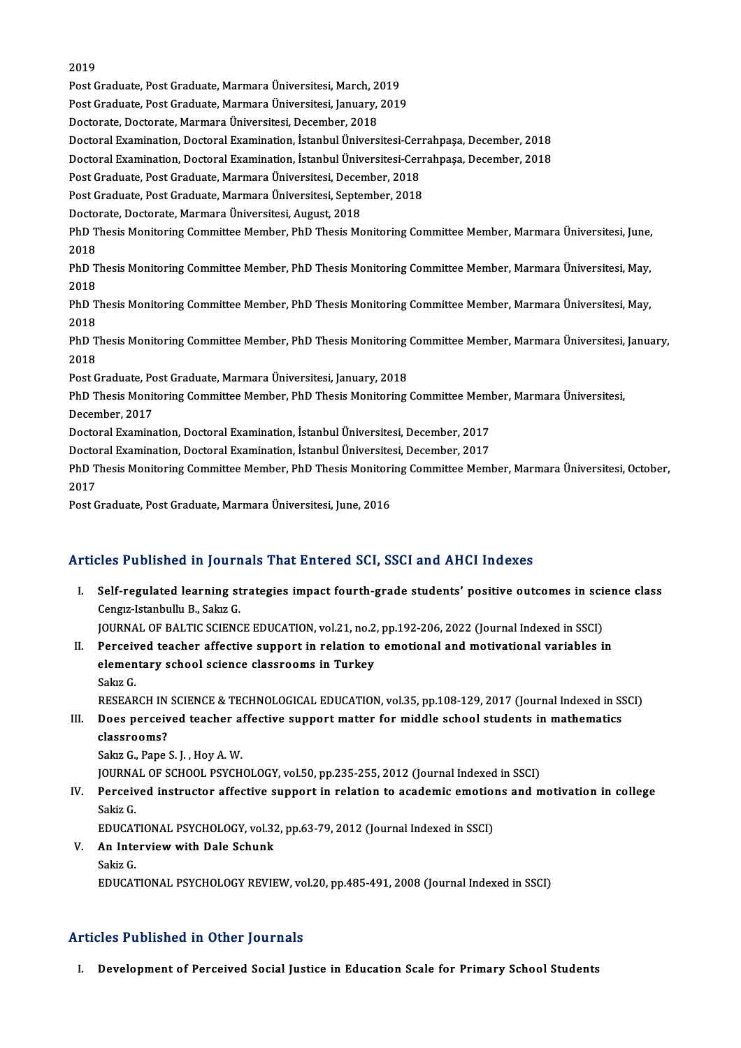2019

Post Graduate, Post Graduate, Marmara Üniversitesi, March, 2019

Post Graduate, Post Graduate, Marmara Üniversitesi, January, 2019

Doctorate, Doctorate, Marmara Üniversitesi, December, 2018

Doctoral Examination, Doctoral Examination, İstanbul Üniversitesi-Cerrahpaşa, December, 2018

Doctoral Examination, Doctoral Examination, İstanbul Üniversitesi-Cerrahpaşa, December, 2018

Post Graduate, Post Graduate, Marmara Üniversitesi, December, 2018

Post Graduate, Post Graduate, Marmara Üniversitesi, September, 2018

Doctorate, Doctorate, Marmara Üniversitesi, August, 2018

PhD Thesis Monitoring Committee Member, PhD Thesis Monitoring Committee Member, Marmara Üniversitesi, June, 2018

PhD Thesis Monitoring Committee Member, PhD Thesis Monitoring Committee Member, Marmara Üniversitesi, May, 2018

PhD Thesis Monitoring Committee Member, PhD Thesis Monitoring Committee Member, Marmara Üniversitesi, May, 2018

PhD Thesis Monitoring Committee Member, PhD Thesis Monitoring Committee Member, Marmara Üniversitesi, January, 2018

Post Graduate, Post Graduate, Marmara Üniversitesi, January, 2018

PhD Thesis Monitoring Committee Member, PhD Thesis Monitoring Committee Member, Marmara Üniversitesi, December, 2017

Doctoral Examination, Doctoral Examination, İstanbul Üniversitesi, December, 2017

Doctoral Examination, Doctoral Examination, İstanbul Üniversitesi, December, 2017

PhD Thesis Monitoring Committee Member, PhD Thesis Monitoring Committee Member, Marmara Üniversitesi, October, 2017

Post Graduate, Post Graduate, Marmara Üniversitesi, June, 2016

## Articles Published in Journals That Entered SCI, SSCI and AHCI Indexes

I. **Self-regulated learning strategies impact fourth-grade students' positive outcomes in science class**
   Cengız-Istanbullu B., Sakız G.
   JOURNAL OF BALTIC SCIENCE EDUCATION, vol.21, no.2, pp.192-206, 2022 (Journal Indexed in SSCI)

II. **Perceived teacher affective support in relation to emotional and motivational variables in elementary school science classrooms in Turkey**
   Sakız G.
   RESEARCH IN SCIENCE & TECHNOLOGICAL EDUCATION, vol.35, pp.108-129, 2017 (Journal Indexed in SSCI)

III. **Does perceived teacher affective support matter for middle school students in mathematics classrooms?**
   Sakız G., Pape S. J. , Hoy A. W.
   JOURNAL OF SCHOOL PSYCHOLOGY, vol.50, pp.235-255, 2012 (Journal Indexed in SSCI)

IV. **Perceived instructor affective support in relation to academic emotions and motivation in college**
   Sakiz G.
   EDUCATIONAL PSYCHOLOGY, vol.32, pp.63-79, 2012 (Journal Indexed in SSCI)

V. **An Interview with Dale Schunk**
   Sakiz G.
   EDUCATIONAL PSYCHOLOGY REVIEW, vol.20, pp.485-491, 2008 (Journal Indexed in SSCI)

## Articles Published in Other Journals

I. **Development of Perceived Social Justice in Education Scale for Primary School Students**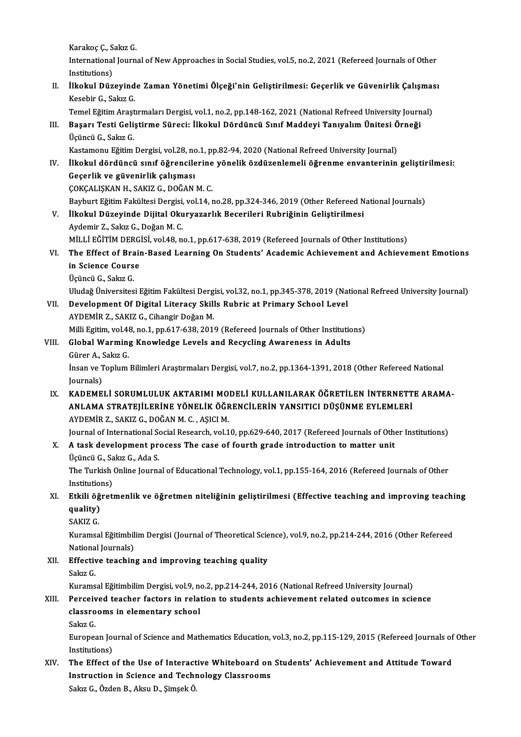Karakoç Ç., Sakız G.

International Journal of New Approaches in Social Studies, vol.5, no.2, 2021 (Refereed Journals of Other Institutions)

II. **İlkokul Düzeyinde Zaman Yönetimi Ölçeği'nin Geliştirilmesi: Geçerlik ve Güvenirlik Çalışması**
Kesebir G., Sakız G.
Temel Eğitim Araştırmaları Dergisi, vol.1, no.2, pp.148-162, 2021 (National Refreed University Journal)

III. **Başarı Testi Geliştirme Süreci: İlkokul Dördüncü Sınıf Maddeyi Tanıyalım Ünitesi Örneği**
Üçüncü G., Sakız G.
Kastamonu Eğitim Dergisi, vol.28, no.1, pp.82-94, 2020 (National Refreed University Journal)

IV. **İlkokul dördüncü sınıf öğrencilerine yönelik özdüzenlemeli öğrenme envanterinin geliştirilmesi: Geçerlik ve güvenirlik çalışması**
ÇOKÇALIŞKAN H., SAKIZ G., DOĞAN M. C.
Bayburt Eğitim Fakültesi Dergisi, vol.14, no.28, pp.324-346, 2019 (Other Refereed National Journals)

V. **İlkokul Düzeyinde Dijital Okuryazarlık Becerileri Rubriğinin Geliştirilmesi**
Aydemir Z., Sakız G., Doğan M. C.
MİLLİ EĞİTİM DERGİSİ, vol.48, no.1, pp.617-638, 2019 (Refereed Journals of Other Institutions)

VI. **The Effect of Brain-Based Learning On Students' Academic Achievement and Achievement Emotions in Science Course**
Üçüncü G., Sakız G.
Uludağ Üniversitesi Eğitim Fakültesi Dergisi, vol.32, no.1, pp.345-378, 2019 (National Refreed University Journal)

VII. **Development Of Digital Literacy Skills Rubric at Primary School Level**
AYDEMİR Z., SAKIZ G., Cihangir Doğan M.
Milli Egitim, vol.48, no.1, pp.617-638, 2019 (Refereed Journals of Other Institutions)

VIII. **Global Warming Knowledge Levels and Recycling Awareness in Adults**
Gürer A., Sakız G.
İnsan ve Toplum Bilimleri Araştırmaları Dergisi, vol.7, no.2, pp.1364-1391, 2018 (Other Refereed National Journals)

IX. **KADEMELİ SORUMLULUK AKTARIMI MODELİ KULLANILARAK ÖĞRETİLEN İNTERNETTE ARAMA-ANLAMA STRATEJİLERİNE YÖNELİK ÖĞRENCİLERİN YANSITICI DÜŞÜNME EYLEMLERİ**
AYDEMİR Z., SAKIZ G., DOĞAN M. C. , AŞICI M.
Journal of International Social Research, vol.10, pp.629-640, 2017 (Refereed Journals of Other Institutions)

X. **A task development process The case of fourth grade introduction to matter unit**
Üçüncü G., Sakız G., Ada S.
The Turkish Online Journal of Educational Technology, vol.1, pp.155-164, 2016 (Refereed Journals of Other Institutions)

XI. **Etkili öğretmenlik ve öğretmen niteliğinin geliştirilmesi (Effective teaching and improving teaching quality)**
SAKIZ G.
Kuramsal Eğitimbilim Dergisi (Journal of Theoretical Science), vol.9, no.2, pp.214-244, 2016 (Other Refereed National Journals)

XII. **Effective teaching and improving teaching quality**
Sakız G.
Kuramsal Eğitimbilim Dergisi, vol.9, no.2, pp.214-244, 2016 (National Refreed University Journal)

XIII. **Perceived teacher factors in relation to students achievement related outcomes in science classrooms in elementary school**
Sakız G.
European Journal of Science and Mathematics Education, vol.3, no.2, pp.115-129, 2015 (Refereed Journals of Other Institutions)

XIV. **The Effect of the Use of Interactive Whiteboard on Students' Achievement and Attitude Toward Instruction in Science and Technology Classrooms**
Sakız G., Özden B., Aksu D., Şimşek Ö.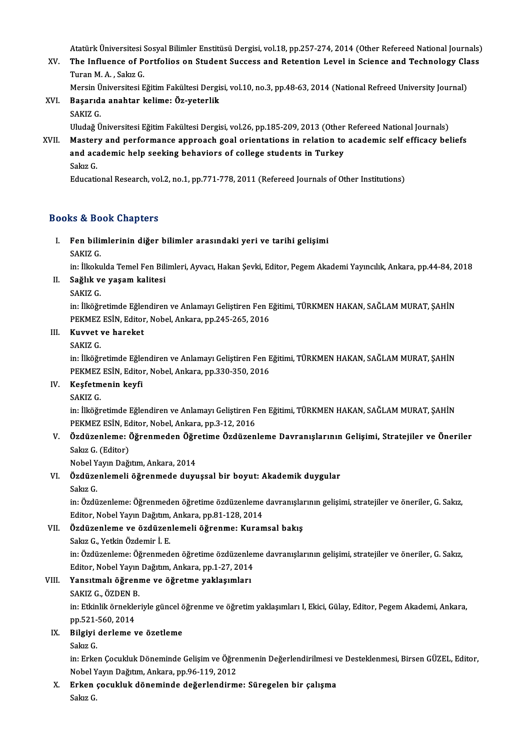Atatürk Üniversitesi Sosyal Bilimler Enstitüsü Dergisi, vol.18, pp.257-274, 2014 (Other Refereed National Journals)

XV. **The Influence of Portfolios on Student Success and Retention Level in Science and Technology Class**
Turan M. A. , Sakız G.
Mersin Üniversitesi Eğitim Fakültesi Dergisi, vol.10, no.3, pp.48-63, 2014 (National Refreed University Journal)

XVI. **Başarıda anahtar kelime: Öz-yeterlik**
SAKIZ G.
Uludağ Üniversitesi Eğitim Fakültesi Dergisi, vol.26, pp.185-209, 2013 (Other Refereed National Journals)

XVII. **Mastery and performance approach goal orientations in relation to academic self efficacy beliefs and academic help seeking behaviors of college students in Turkey**
Sakız G.
Educational Research, vol.2, no.1, pp.771-778, 2011 (Refereed Journals of Other Institutions)

## Books & Book Chapters

I. **Fen bilimlerinin diğer bilimler arasındaki yeri ve tarihi gelişimi**
SAKIZ G.
in: İlkokulda Temel Fen Bilimleri, Ayvacı, Hakan Şevki, Editor, Pegem Akademi Yayıncılık, Ankara, pp.44-84, 2018

II. **Sağlık ve yaşam kalitesi**
SAKIZ G.
in: İlköğretimde Eğlendiren ve Anlamayı Geliştiren Fen Eğitimi, TÜRKMEN HAKAN, SAĞLAM MURAT, ŞAHİN PEKMEZ ESİN, Editor, Nobel, Ankara, pp.245-265, 2016

III. **Kuvvet ve hareket**
SAKIZ G.
in: İlköğretimde Eğlendiren ve Anlamayı Geliştiren Fen Eğitimi, TÜRKMEN HAKAN, SAĞLAM MURAT, ŞAHİN PEKMEZ ESİN, Editor, Nobel, Ankara, pp.330-350, 2016

IV. **Keşfetmenin keyfi**
SAKIZ G.
in: İlköğretimde Eğlendiren ve Anlamayı Geliştiren Fen Eğitimi, TÜRKMEN HAKAN, SAĞLAM MURAT, ŞAHİN PEKMEZ ESİN, Editor, Nobel, Ankara, pp.3-12, 2016

V. **Özdüzenleme: Öğrenmeden Öğretime Özdüzenleme Davranışlarının Gelişimi, Stratejiler ve Öneriler**
Sakız G. (Editor)
Nobel Yayın Dağıtım, Ankara, 2014

VI. **Özdüzenlemeli öğrenmede duyuşsal bir boyut: Akademik duygular**
Sakız G.
in: Özdüzenleme: Öğrenmeden öğretime özdüzenleme davranışlarının gelişimi, stratejiler ve öneriler, G. Sakız, Editor, Nobel Yayın Dağıtım, Ankara, pp.81-128, 2014

VII. **Özdüzenleme ve özdüzenlemeli öğrenme: Kuramsal bakış**
Sakız G., Yetkin Özdemir İ. E.
in: Özdüzenleme: Öğrenmeden öğretime özdüzenleme davranışlarının gelişimi, stratejiler ve öneriler, G. Sakız, Editor, Nobel Yayın Dağıtım, Ankara, pp.1-27, 2014

VIII. **Yansıtmalı öğrenme ve öğretme yaklaşımları**
SAKIZ G., ÖZDEN B.
in: Etkinlik örnekleriyle güncel öğrenme ve öğretim yaklaşımları I, Ekici, Gülay, Editor, Pegem Akademi, Ankara, pp.521-560, 2014

IX. **Bilgiyi derleme ve özetleme**
Sakız G.
in: Erken Çocukluk Döneminde Gelişim ve Öğrenmenin Değerlendirilmesi ve Desteklenmesi, Birsen GÜZEL, Editor, Nobel Yayın Dağıtım, Ankara, pp.96-119, 2012

X. **Erken çocukluk döneminde değerlendirme: Süregelen bir çalışma**
Sakız G.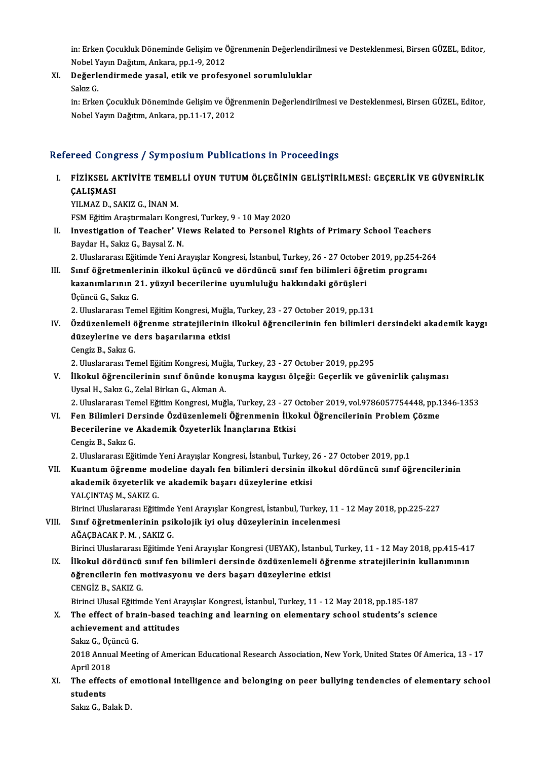in: Erken Çocukluk Döneminde Gelişim ve Öğrenmenin Değerlendirilmesi ve Desteklenmesi, Birsen GÜZEL, Editor, Nobel Yayın Dağıtım, Ankara, pp.1-9, 2012

XI. **Değerlendirmede yasal, etik ve profesyonel sorumluluklar**
Sakız G.
in: Erken Çocukluk Döneminde Gelişim ve Öğrenmenin Değerlendirilmesi ve Desteklenmesi, Birsen GÜZEL, Editor, Nobel Yayın Dağıtım, Ankara, pp.11-17, 2012

## Refereed Congress / Symposium Publications in Proceedings

I. **FİZİKSEL AKTİVİTE TEMELLİ OYUN TUTUM ÖLÇEĞİNİN GELİŞTİRİLMESİ: GEÇERLİK VE GÜVENİRLİK ÇALIŞMASI**
YILMAZ D., SAKIZ G., İNAN M.
FSM Eğitim Araştırmaları Kongresi, Turkey, 9 - 10 May 2020

II. **Investigation of Teacher' Views Related to Personel Rights of Primary School Teachers**
Baydar H., Sakız G., Baysal Z. N.
2. Uluslararası Eğitimde Yeni Arayışlar Kongresi, İstanbul, Turkey, 26 - 27 October 2019, pp.254-264

III. **Sınıf öğretmenlerinin ilkokul üçüncü ve dördüncü sınıf fen bilimleri öğretim programı kazanımlarının 21. yüzyıl becerilerine uyumluluğu hakkındaki görüşleri**
Üçüncü G., Sakız G.
2. Uluslararası Temel Eğitim Kongresi, Muğla, Turkey, 23 - 27 October 2019, pp.131

IV. **Özdüzenlemeli öğrenme stratejilerinin ilkokul öğrencilerinin fen bilimleri dersindeki akademik kaygı düzeylerine ve ders başarılarına etkisi**
Cengiz B., Sakız G.
2. Uluslararası Temel Eğitim Kongresi, Muğla, Turkey, 23 - 27 October 2019, pp.295

V. **İlkokul öğrencilerinin sınıf önünde konuşma kaygısı ölçeği: Geçerlik ve güvenirlik çalışması**
Uysal H., Sakız G., Zelal Birkan G., Akman A.
2. Uluslararası Temel Eğitim Kongresi, Muğla, Turkey, 23 - 27 October 2019, vol.9786057754448, pp.1346-1353

VI. **Fen Bilimleri Dersinde Özdüzenlemeli Öğrenmenin İlkokul Öğrencilerinin Problem Çözme Becerilerine ve Akademik Özyeterlik İnançlarına Etkisi**
Cengiz B., Sakız G.
2. Uluslararası Eğitimde Yeni Arayışlar Kongresi, İstanbul, Turkey, 26 - 27 October 2019, pp.1

VII. **Kuantum öğrenme modeline dayalı fen bilimleri dersinin ilkokul dördüncü sınıf öğrencilerinin akademik özyeterlik ve akademik başarı düzeylerine etkisi**
YALÇINTAŞ M., SAKIZ G.
Birinci Uluslararası Eğitimde Yeni Arayışlar Kongresi, İstanbul, Turkey, 11 - 12 May 2018, pp.225-227

VIII. **Sınıf öğretmenlerinin psikolojik iyi oluş düzeylerinin incelenmesi**
AĞAÇBACAK P. M. , SAKIZ G.
Birinci Uluslararası Eğitimde Yeni Arayışlar Kongresi (UEYAK), İstanbul, Turkey, 11 - 12 May 2018, pp.415-417

IX. **İlkokul dördüncü sınıf fen bilimleri dersinde özdüzenlemeli öğrenme stratejilerinin kullanımının öğrencilerin fen motivasyonu ve ders başarı düzeylerine etkisi**
CENGİZ B., SAKIZ G.
Birinci Ulusal Eğitimde Yeni Arayışlar Kongresi, İstanbul, Turkey, 11 - 12 May 2018, pp.185-187

X. **The effect of brain-based teaching and learning on elementary school students's science achievement and attitudes**
Sakız G., Üçüncü G.
2018 Annual Meeting of American Educational Research Association, New York, United States Of America, 13 - 17 April 2018

XI. **The effects of emotional intelligence and belonging on peer bullying tendencies of elementary school students**
Sakız G., Balak D.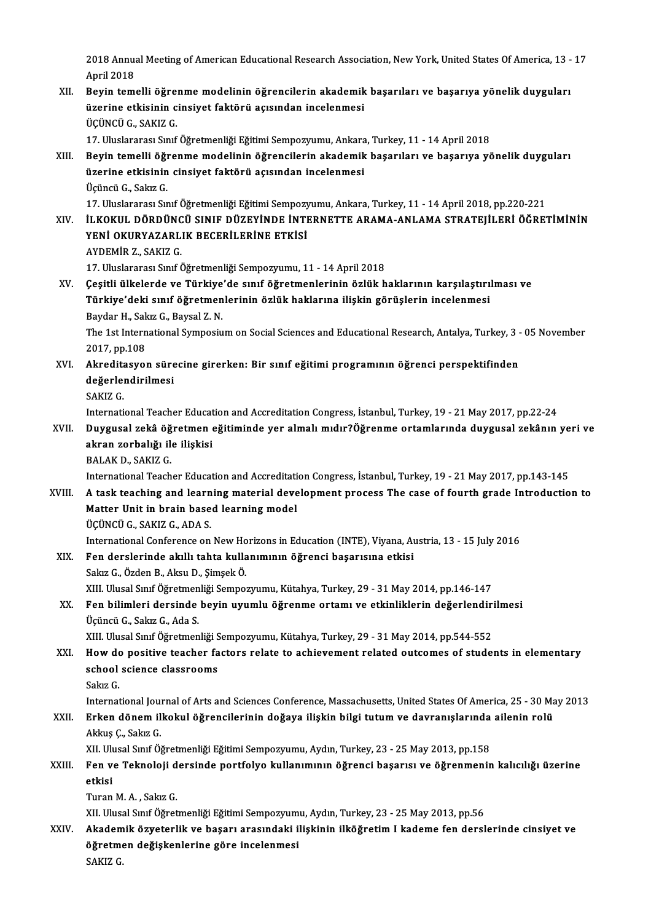2018 Annual Meeting of American Educational Research Association, New York, United States Of America, 13 - 17 April 2018

XII. **Beyin temelli öğrenme modelinin öğrencilerin akademik başarıları ve başarıya yönelik duyguları üzerine etkisinin cinsiyet faktörü açısından incelenmesi**
ÜÇÜNCÜ G., SAKIZ G.
17. Uluslararası Sınıf Öğretmenliği Eğitimi Sempozyumu, Ankara, Turkey, 11 - 14 April 2018

XIII. **Beyin temelli öğrenme modelinin öğrencilerin akademik başarıları ve başarıya yönelik duyguları üzerine etkisinin cinsiyet faktörü açısından incelenmesi**
Üçüncü G., Sakız G.
17. Uluslararası Sınıf Öğretmenliği Eğitimi Sempozyumu, Ankara, Turkey, 11 - 14 April 2018, pp.220-221

XIV. **İLKOKUL DÖRDÜNCÜ SINIF DÜZEYİNDE İNTERNETTE ARAMA-ANLAMA STRATEJİLERİ ÖĞRETİMİNİN YENİ OKURYAZARLIK BECERİLERİNE ETKİSİ**
AYDEMİR Z., SAKIZ G.
17. Uluslararası Sınıf Öğretmenliği Sempozyumu, 11 - 14 April 2018

XV. **Çeşitli ülkelerde ve Türkiye'de sınıf öğretmenlerinin özlük haklarının karşılaştırılması ve Türkiye'deki sınıf öğretmenlerinin özlük haklarına ilişkin görüşlerin incelenmesi**
Baydar H., Sakız G., Baysal Z. N.
The 1st International Symposium on Social Sciences and Educational Research, Antalya, Turkey, 3 - 05 November 2017, pp.108

XVI. **Akreditasyon sürecine girerken: Bir sınıf eğitimi programının öğrenci perspektifinden değerlendirilmesi**
SAKIZ G.
International Teacher Education and Accreditation Congress, İstanbul, Turkey, 19 - 21 May 2017, pp.22-24

XVII. **Duygusal zekâ öğretmen eğitiminde yer almalı mıdır?Öğrenme ortamlarında duygusal zekânın yeri ve akran zorbalığı ile ilişkisi**
BALAK D., SAKIZ G.
International Teacher Education and Accreditation Congress, İstanbul, Turkey, 19 - 21 May 2017, pp.143-145

XVIII. **A task teaching and learning material development process The case of fourth grade Introduction to Matter Unit in brain based learning model**
ÜÇÜNCÜ G., SAKIZ G., ADA S.
International Conference on New Horizons in Education (INTE), Viyana, Austria, 13 - 15 July 2016

XIX. **Fen derslerinde akıllı tahta kullanımının öğrenci başarısına etkisi**
Sakız G., Özden B., Aksu D., Şimşek Ö.
XIII. Ulusal Sınıf Öğretmenliği Sempozyumu, Kütahya, Turkey, 29 - 31 May 2014, pp.146-147

XX. **Fen bilimleri dersinde beyin uyumlu öğrenme ortamı ve etkinliklerin değerlendirilmesi**
Üçüncü G., Sakız G., Ada S.
XIII. Ulusal Sınıf Öğretmenliği Sempozyumu, Kütahya, Turkey, 29 - 31 May 2014, pp.544-552

XXI. **How do positive teacher factors relate to achievement related outcomes of students in elementary school science classrooms**
Sakız G.
International Journal of Arts and Sciences Conference, Massachusetts, United States Of America, 25 - 30 May 2013

XXII. **Erken dönem ilkokul öğrencilerinin doğaya ilişkin bilgi tutum ve davranışlarında ailenin rolü**
Akkuş Ç., Sakız G.
XII. Ulusal Sınıf Öğretmenliği Eğitimi Sempozyumu, Aydın, Turkey, 23 - 25 May 2013, pp.158

XXIII. **Fen ve Teknoloji dersinde portfolyo kullanımının öğrenci başarısı ve öğrenmenin kalıcılığı üzerine etkisi**
Turan M. A. , Sakız G.
XII. Ulusal Sınıf Öğretmenliği Eğitimi Sempozyumu, Aydın, Turkey, 23 - 25 May 2013, pp.56

XXIV. **Akademik özyeterlik ve başarı arasındaki ilişkinin ilköğretim I kademe fen derslerinde cinsiyet ve öğretmen değişkenlerine göre incelenmesi**
SAKIZ G.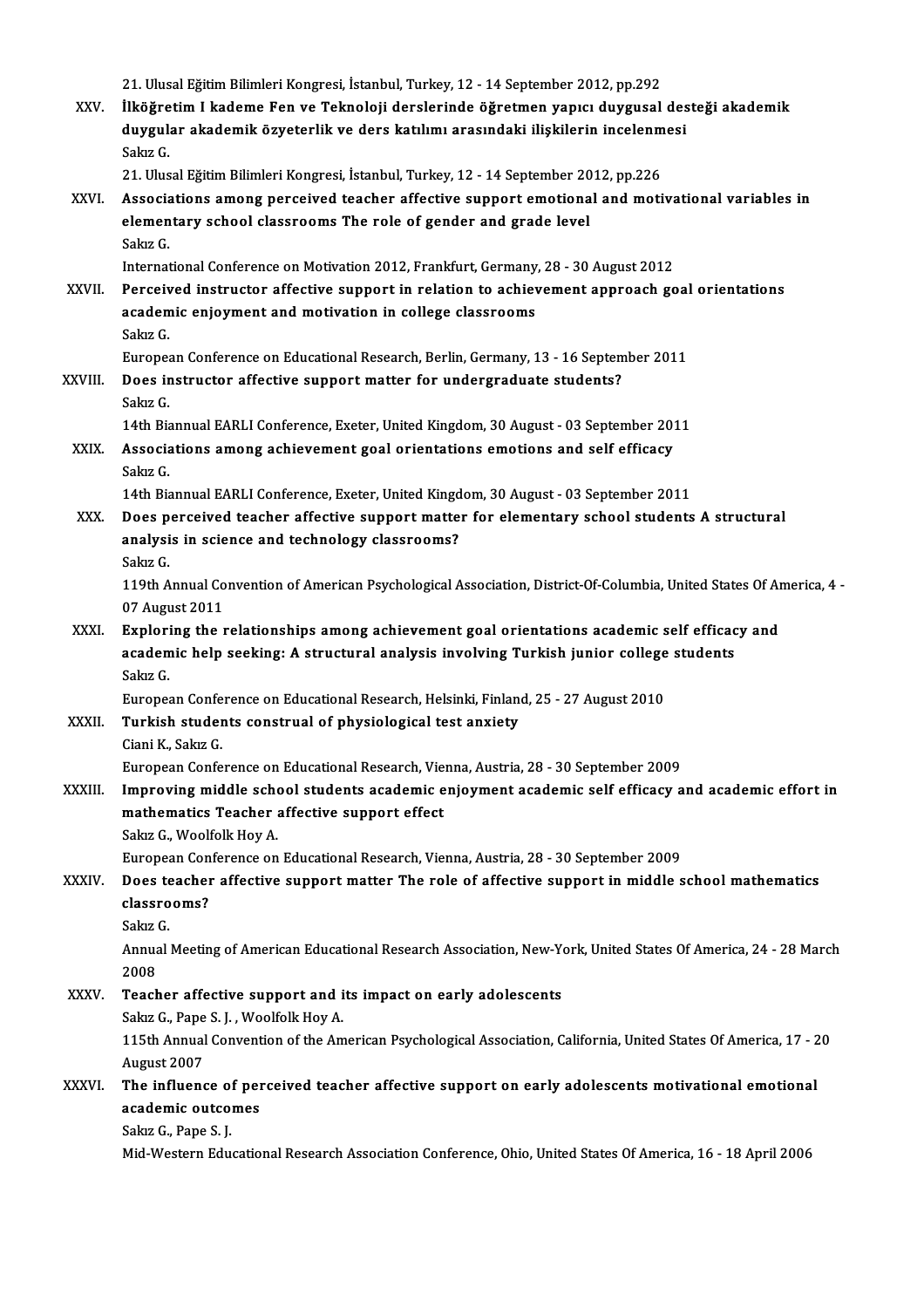21. Ulusal Eğitim Bilimleri Kongresi, İstanbul, Turkey, 12 - 14 September 2012, pp.292

XXV. **İlköğretim I kademe Fen ve Teknoloji derslerinde öğretmen yapıcı duygusal desteği akademik duygular akademik özyeterlik ve ders katılımı arasındaki ilişkilerin incelenmesi**
Sakız G.
21. Ulusal Eğitim Bilimleri Kongresi, İstanbul, Turkey, 12 - 14 September 2012, pp.226

XXVI. **Associations among perceived teacher affective support emotional and motivational variables in elementary school classrooms The role of gender and grade level**
Sakız G.
International Conference on Motivation 2012, Frankfurt, Germany, 28 - 30 August 2012

XXVII. **Perceived instructor affective support in relation to achievement approach goal orientations academic enjoyment and motivation in college classrooms**
Sakız G.
European Conference on Educational Research, Berlin, Germany, 13 - 16 September 2011

XXVIII. **Does instructor affective support matter for undergraduate students?**
Sakız G.
14th Biannual EARLI Conference, Exeter, United Kingdom, 30 August - 03 September 2011

XXIX. **Associations among achievement goal orientations emotions and self efficacy**
Sakız G.
14th Biannual EARLI Conference, Exeter, United Kingdom, 30 August - 03 September 2011

XXX. **Does perceived teacher affective support matter for elementary school students A structural analysis in science and technology classrooms?**
Sakız G.
119th Annual Convention of American Psychological Association, District-Of-Columbia, United States Of America, 4 - 07 August 2011

XXXI. **Exploring the relationships among achievement goal orientations academic self efficacy and academic help seeking: A structural analysis involving Turkish junior college students**
Sakız G.
European Conference on Educational Research, Helsinki, Finland, 25 - 27 August 2010

XXXII. **Turkish students construal of physiological test anxiety**
Ciani K., Sakız G.
European Conference on Educational Research, Vienna, Austria, 28 - 30 September 2009

XXXIII. **Improving middle school students academic enjoyment academic self efficacy and academic effort in mathematics Teacher affective support effect**
Sakız G., Woolfolk Hoy A.
European Conference on Educational Research, Vienna, Austria, 28 - 30 September 2009

XXXIV. **Does teacher affective support matter The role of affective support in middle school mathematics classrooms?**
Sakız G.
Annual Meeting of American Educational Research Association, New-York, United States Of America, 24 - 28 March 2008

XXXV. **Teacher affective support and its impact on early adolescents**
Sakız G., Pape S. J. , Woolfolk Hoy A.
115th Annual Convention of the American Psychological Association, California, United States Of America, 17 - 20 August 2007

XXXVI. **The influence of perceived teacher affective support on early adolescents motivational emotional academic outcomes**
Sakız G., Pape S. J.
Mid-Western Educational Research Association Conference, Ohio, United States Of America, 16 - 18 April 2006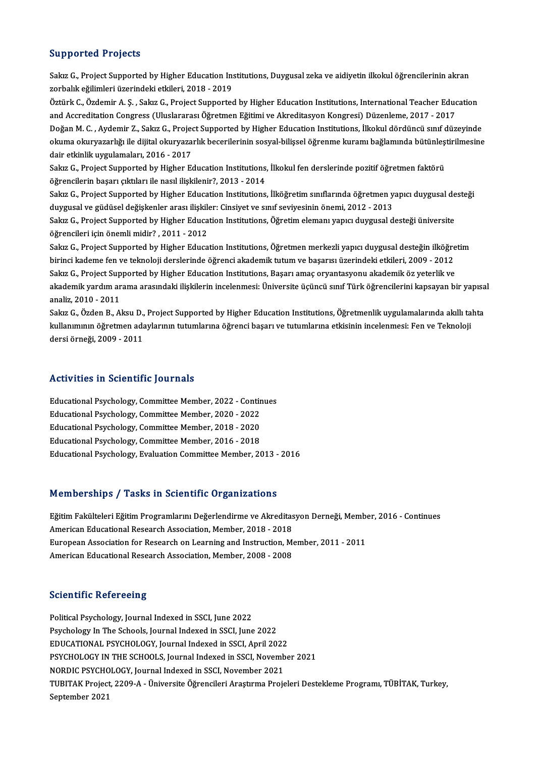## Supported Projects

Sakız G., Project Supported by Higher Education Institutions, Duygusal zeka ve aidiyetin ilkokul öğrencilerinin akran zorbalık eğilimleri üzerindeki etkileri, 2018 - 2019

Öztürk C., Özdemir A. Ş. , Sakız G., Project Supported by Higher Education Institutions, International Teacher Education and Accreditation Congress (Uluslararası Öğretmen Eğitimi ve Akreditasyon Kongresi) Düzenleme, 2017 - 2017

Doğan M. C. , Aydemir Z., Sakız G., Project Supported by Higher Education Institutions, İlkokul dördüncü sınıf düzeyinde okuma okuryazarlığı ile dijital okuryazarlık becerilerinin sosyal-bilişsel öğrenme kuramı bağlamında bütünleştirilmesine dair etkinlik uygulamaları, 2016 - 2017

Sakız G., Project Supported by Higher Education Institutions, İlkokul fen derslerinde pozitif öğretmen faktörü öğrencilerin başarı çıktıları ile nasıl ilişkilenir?, 2013 - 2014

Sakız G., Project Supported by Higher Education Institutions, İlköğretim sınıflarında öğretmen yapıcı duygusal desteği duygusal ve güdüsel değişkenler arası ilişkiler: Cinsiyet ve sınıf seviyesinin önemi, 2012 - 2013

Sakız G., Project Supported by Higher Education Institutions, Öğretim elemanı yapıcı duygusal desteği üniversite öğrencileri için önemli midir? , 2011 - 2012

Sakız G., Project Supported by Higher Education Institutions, Öğretmen merkezli yapıcı duygusal desteğin ilköğretim birinci kademe fen ve teknoloji derslerinde öğrenci akademik tutum ve başarısı üzerindeki etkileri, 2009 - 2012

Sakız G., Project Supported by Higher Education Institutions, Başarı amaç oryantasyonu akademik öz yeterlik ve akademik yardım arama arasındaki ilişkilerin incelenmesi: Üniversite üçüncü sınıf Türk öğrencilerini kapsayan bir yapısal analiz, 2010 - 2011

Sakız G., Özden B., Aksu D., Project Supported by Higher Education Institutions, Öğretmenlik uygulamalarında akıllı tahta kullanımının öğretmen adaylarının tutumlarına öğrenci başarı ve tutumlarına etkisinin incelenmesi: Fen ve Teknoloji dersi örneği, 2009 - 2011

## Activities in Scientific Journals

Educational Psychology, Committee Member, 2022 - Continues
Educational Psychology, Committee Member, 2020 - 2022
Educational Psychology, Committee Member, 2018 - 2020
Educational Psychology, Committee Member, 2016 - 2018
Educational Psychology, Evaluation Committee Member, 2013 - 2016

## Memberships / Tasks in Scientific Organizations

Eğitim Fakülteleri Eğitim Programlarını Değerlendirme ve Akreditasyon Derneği, Member, 2016 - Continues
American Educational Research Association, Member, 2018 - 2018
European Association for Research on Learning and Instruction, Member, 2011 - 2011
American Educational Research Association, Member, 2008 - 2008

## Scientific Refereeing

Political Psychology, Journal Indexed in SSCI, June 2022
Psychology In The Schools, Journal Indexed in SSCI, June 2022
EDUCATIONAL PSYCHOLOGY, Journal Indexed in SSCI, April 2022
PSYCHOLOGY IN THE SCHOOLS, Journal Indexed in SSCI, November 2021
NORDIC PSYCHOLOGY, Journal Indexed in SSCI, November 2021
TUBITAK Project, 2209-A - Üniversite Öğrencileri Araştırma Projeleri Destekleme Programı, TÜBİTAK, Turkey, September 2021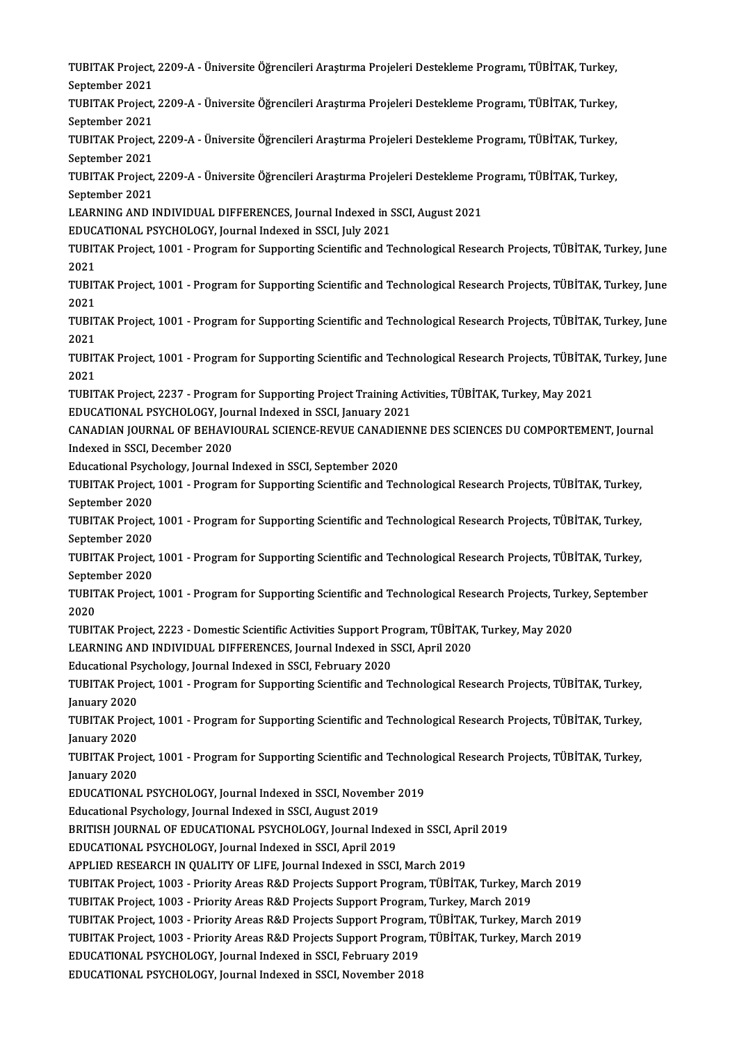TUBITAK Project, 2209-A - Üniversite Öğrencileri Araştırma Projeleri Destekleme Programı, TÜBİTAK, Turkey, September 2021

TUBITAK Project, 2209-A - Üniversite Öğrencileri Araştırma Projeleri Destekleme Programı, TÜBİTAK, Turkey, September 2021

TUBITAK Project, 2209-A - Üniversite Öğrencileri Araştırma Projeleri Destekleme Programı, TÜBİTAK, Turkey, September 2021

TUBITAK Project, 2209-A - Üniversite Öğrencileri Araştırma Projeleri Destekleme Programı, TÜBİTAK, Turkey, September 2021

LEARNING AND INDIVIDUAL DIFFERENCES, Journal Indexed in SSCI, August 2021

EDUCATIONAL PSYCHOLOGY, Journal Indexed in SSCI, July 2021

TUBITAK Project, 1001 - Program for Supporting Scientific and Technological Research Projects, TÜBİTAK, Turkey, June 2021

TUBITAK Project, 1001 - Program for Supporting Scientific and Technological Research Projects, TÜBİTAK, Turkey, June 2021

TUBITAK Project, 1001 - Program for Supporting Scientific and Technological Research Projects, TÜBİTAK, Turkey, June 2021

TUBITAK Project, 1001 - Program for Supporting Scientific and Technological Research Projects, TÜBİTAK, Turkey, June 2021

TUBITAK Project, 2237 - Program for Supporting Project Training Activities, TÜBİTAK, Turkey, May 2021

EDUCATIONAL PSYCHOLOGY, Journal Indexed in SSCI, January 2021

CANADIAN JOURNAL OF BEHAVIOURAL SCIENCE-REVUE CANADIENNE DES SCIENCES DU COMPORTEMENT, Journal Indexed in SSCI, December 2020

Educational Psychology, Journal Indexed in SSCI, September 2020

TUBITAK Project, 1001 - Program for Supporting Scientific and Technological Research Projects, TÜBİTAK, Turkey, September 2020

TUBITAK Project, 1001 - Program for Supporting Scientific and Technological Research Projects, TÜBİTAK, Turkey, September 2020

TUBITAK Project, 1001 - Program for Supporting Scientific and Technological Research Projects, TÜBİTAK, Turkey, September 2020

TUBITAK Project, 1001 - Program for Supporting Scientific and Technological Research Projects, Turkey, September 2020

TUBITAK Project, 2223 - Domestic Scientific Activities Support Program, TÜBİTAK, Turkey, May 2020

LEARNING AND INDIVIDUAL DIFFERENCES, Journal Indexed in SSCI, April 2020

Educational Psychology, Journal Indexed in SSCI, February 2020

TUBITAK Project, 1001 - Program for Supporting Scientific and Technological Research Projects, TÜBİTAK, Turkey, January 2020

TUBITAK Project, 1001 - Program for Supporting Scientific and Technological Research Projects, TÜBİTAK, Turkey, January 2020

TUBITAK Project, 1001 - Program for Supporting Scientific and Technological Research Projects, TÜBİTAK, Turkey, January 2020

EDUCATIONAL PSYCHOLOGY, Journal Indexed in SSCI, November 2019

Educational Psychology, Journal Indexed in SSCI, August 2019

BRITISH JOURNAL OF EDUCATIONAL PSYCHOLOGY, Journal Indexed in SSCI, April 2019

EDUCATIONAL PSYCHOLOGY, Journal Indexed in SSCI, April 2019

APPLIED RESEARCH IN QUALITY OF LIFE, Journal Indexed in SSCI, March 2019

TUBITAK Project, 1003 - Priority Areas R&D Projects Support Program, TÜBİTAK, Turkey, March 2019

TUBITAK Project, 1003 - Priority Areas R&D Projects Support Program, Turkey, March 2019

TUBITAK Project, 1003 - Priority Areas R&D Projects Support Program, TÜBİTAK, Turkey, March 2019

TUBITAK Project, 1003 - Priority Areas R&D Projects Support Program, TÜBİTAK, Turkey, March 2019

EDUCATIONAL PSYCHOLOGY, Journal Indexed in SSCI, February 2019

EDUCATIONAL PSYCHOLOGY, Journal Indexed in SSCI, November 2018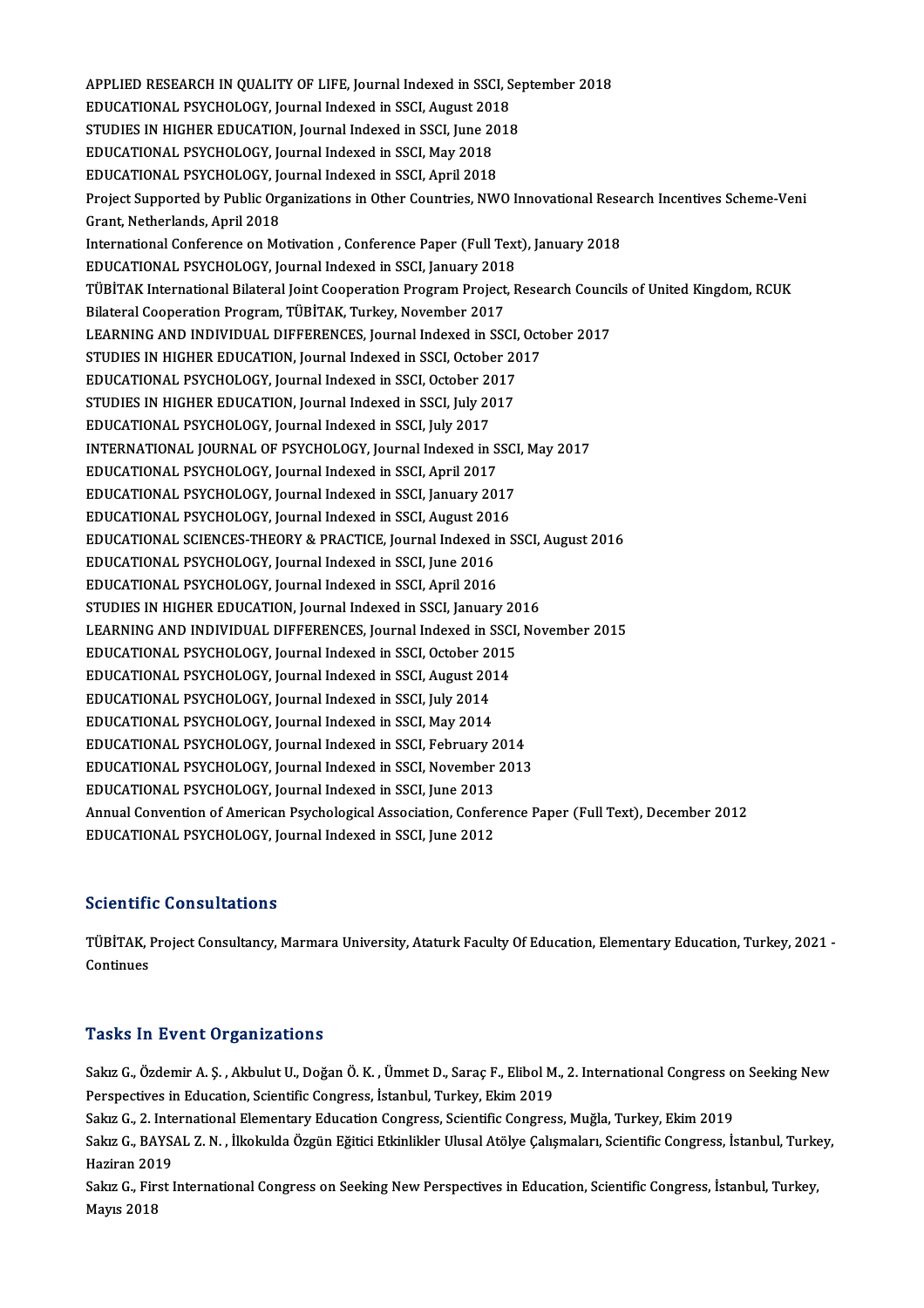APPLIED RESEARCH IN QUALITY OF LIFE, Journal Indexed in SSCI, September 2018
EDUCATIONAL PSYCHOLOGY, Journal Indexed in SSCI, August 2018
STUDIES IN HIGHER EDUCATION, Journal Indexed in SSCI, June 2018
EDUCATIONAL PSYCHOLOGY, Journal Indexed in SSCI, May 2018
EDUCATIONAL PSYCHOLOGY, Journal Indexed in SSCI, April 2018
Project Supported by Public Organizations in Other Countries, NWO Innovational Research Incentives Scheme-Veni Grant, Netherlands, April 2018
International Conference on Motivation , Conference Paper (Full Text), January 2018
EDUCATIONAL PSYCHOLOGY, Journal Indexed in SSCI, January 2018
TÜBİTAK International Bilateral Joint Cooperation Program Project, Research Councils of United Kingdom, RCUK Bilateral Cooperation Program, TÜBİTAK, Turkey, November 2017
LEARNING AND INDIVIDUAL DIFFERENCES, Journal Indexed in SSCI, October 2017
STUDIES IN HIGHER EDUCATION, Journal Indexed in SSCI, October 2017
EDUCATIONAL PSYCHOLOGY, Journal Indexed in SSCI, October 2017
STUDIES IN HIGHER EDUCATION, Journal Indexed in SSCI, July 2017
EDUCATIONAL PSYCHOLOGY, Journal Indexed in SSCI, July 2017
INTERNATIONAL JOURNAL OF PSYCHOLOGY, Journal Indexed in SSCI, May 2017
EDUCATIONAL PSYCHOLOGY, Journal Indexed in SSCI, April 2017
EDUCATIONAL PSYCHOLOGY, Journal Indexed in SSCI, January 2017
EDUCATIONAL PSYCHOLOGY, Journal Indexed in SSCI, August 2016
EDUCATIONAL SCIENCES-THEORY & PRACTICE, Journal Indexed in SSCI, August 2016
EDUCATIONAL PSYCHOLOGY, Journal Indexed in SSCI, June 2016
EDUCATIONAL PSYCHOLOGY, Journal Indexed in SSCI, April 2016
STUDIES IN HIGHER EDUCATION, Journal Indexed in SSCI, January 2016
LEARNING AND INDIVIDUAL DIFFERENCES, Journal Indexed in SSCI, November 2015
EDUCATIONAL PSYCHOLOGY, Journal Indexed in SSCI, October 2015
EDUCATIONAL PSYCHOLOGY, Journal Indexed in SSCI, August 2014
EDUCATIONAL PSYCHOLOGY, Journal Indexed in SSCI, July 2014
EDUCATIONAL PSYCHOLOGY, Journal Indexed in SSCI, May 2014
EDUCATIONAL PSYCHOLOGY, Journal Indexed in SSCI, February 2014
EDUCATIONAL PSYCHOLOGY, Journal Indexed in SSCI, November 2013
EDUCATIONAL PSYCHOLOGY, Journal Indexed in SSCI, June 2013
Annual Convention of American Psychological Association, Conference Paper (Full Text), December 2012
EDUCATIONAL PSYCHOLOGY, Journal Indexed in SSCI, June 2012

## Scientific Consultations

TÜBİTAK, Project Consultancy, Marmara University, Ataturk Faculty Of Education, Elementary Education, Turkey, 2021 - Continues

## Tasks In Event Organizations

Sakız G., Özdemir A. Ş. , Akbulut U., Doğan Ö. K. , Ümmet D., Saraç F., Elibol M., 2. International Congress on Seeking New Perspectives in Education, Scientific Congress, İstanbul, Turkey, Ekim 2019
Sakız G., 2. International Elementary Education Congress, Scientific Congress, Muğla, Turkey, Ekim 2019
Sakız G., BAYSAL Z. N. , İlkokulda Özgün Eğitici Etkinlikler Ulusal Atölye Çalışmaları, Scientific Congress, İstanbul, Turkey, Haziran 2019
Sakız G., First International Congress on Seeking New Perspectives in Education, Scientific Congress, İstanbul, Turkey, Mayıs 2018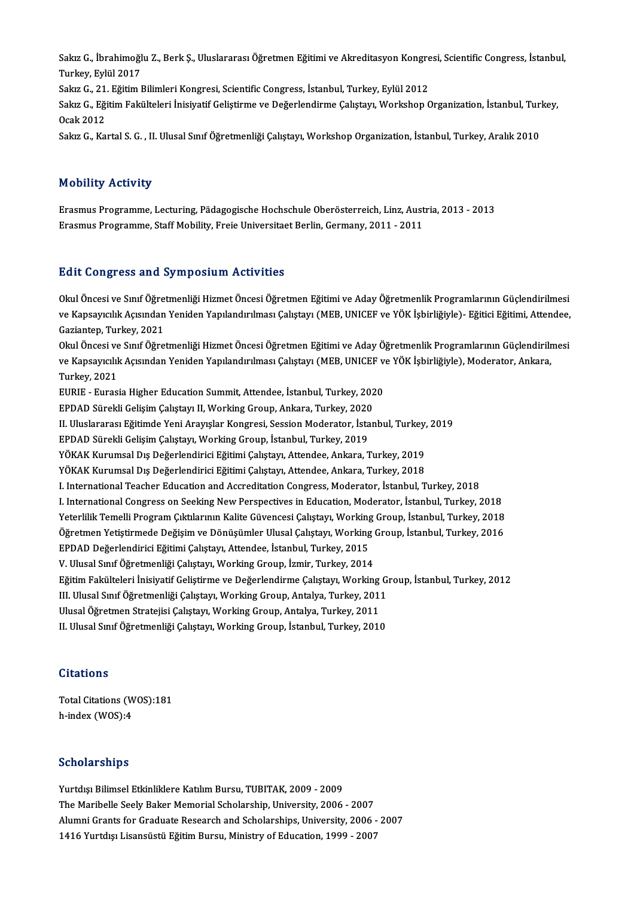Sakız G., İbrahimoğlu Z., Berk Ş., Uluslararası Öğretmen Eğitimi ve Akreditasyon Kongresi, Scientific Congress, İstanbul, Turkey, Eylül 2017
Sakız G., 21. Eğitim Bilimleri Kongresi, Scientific Congress, İstanbul, Turkey, Eylül 2012
Sakız G., Eğitim Fakülteleri İnisiyatif Geliştirme ve Değerlendirme Çalıştayı, Workshop Organization, İstanbul, Turkey, Ocak 2012
Sakız G., Kartal S. G. , II. Ulusal Sınıf Öğretmenliği Çalıştayı, Workshop Organization, İstanbul, Turkey, Aralık 2010

## Mobility Activity

Erasmus Programme, Lecturing, Pädagogische Hochschule Oberösterreich, Linz, Austria, 2013 - 2013
Erasmus Programme, Staff Mobility, Freie Universitaet Berlin, Germany, 2011 - 2011

## Edit Congress and Symposium Activities

Okul Öncesi ve Sınıf Öğretmenliği Hizmet Öncesi Öğretmen Eğitimi ve Aday Öğretmenlik Programlarının Güçlendirilmesi ve Kapsayıcılık Açısından Yeniden Yapılandırılması Çalıştayı (MEB, UNICEF ve YÖK İşbirliğiyle)- Eğitici Eğitimi, Attendee, Gaziantep, Turkey, 2021
Okul Öncesi ve Sınıf Öğretmenliği Hizmet Öncesi Öğretmen Eğitimi ve Aday Öğretmenlik Programlarının Güçlendirilmesi ve Kapsayıcılık Açısından Yeniden Yapılandırılması Çalıştayı (MEB, UNICEF ve YÖK İşbirliğiyle), Moderator, Ankara, Turkey, 2021
EURIE - Eurasia Higher Education Summit, Attendee, İstanbul, Turkey, 2020
EPDAD Sürekli Gelişim Çalıştayı II, Working Group, Ankara, Turkey, 2020
II. Uluslararası Eğitimde Yeni Arayışlar Kongresi, Session Moderator, İstanbul, Turkey, 2019
EPDAD Sürekli Gelişim Çalıştayı, Working Group, İstanbul, Turkey, 2019
YÖKAK Kurumsal Dış Değerlendirici Eğitimi Çalıştayı, Attendee, Ankara, Turkey, 2019
YÖKAK Kurumsal Dış Değerlendirici Eğitimi Çalıştayı, Attendee, Ankara, Turkey, 2018
I. International Teacher Education and Accreditation Congress, Moderator, İstanbul, Turkey, 2018
I. International Congress on Seeking New Perspectives in Education, Moderator, İstanbul, Turkey, 2018
Yeterlilik Temelli Program Çıktılarının Kalite Güvencesi Çalıştayı, Working Group, İstanbul, Turkey, 2018
Öğretmen Yetiştirmede Değişim ve Dönüşümler Ulusal Çalıştayı, Working Group, İstanbul, Turkey, 2016
EPDAD Değerlendirici Eğitimi Çalıştayı, Attendee, İstanbul, Turkey, 2015
V. Ulusal Sınıf Öğretmenliği Çalıştayı, Working Group, İzmir, Turkey, 2014
Eğitim Fakülteleri İnisiyatif Geliştirme ve Değerlendirme Çalıştayı, Working Group, İstanbul, Turkey, 2012
III. Ulusal Sınıf Öğretmenliği Çalıştayı, Working Group, Antalya, Turkey, 2011
Ulusal Öğretmen Stratejisi Çalıştayı, Working Group, Antalya, Turkey, 2011
II. Ulusal Sınıf Öğretmenliği Çalıştayı, Working Group, İstanbul, Turkey, 2010

## Citations

Total Citations (WOS):181
h-index (WOS):4

## Scholarships

Yurtdışı Bilimsel Etkinliklere Katılım Bursu, TUBITAK, 2009 - 2009
The Maribelle Seely Baker Memorial Scholarship, University, 2006 - 2007
Alumni Grants for Graduate Research and Scholarships, University, 2006 - 2007
1416 Yurtdışı Lisansüstü Eğitim Bursu, Ministry of Education, 1999 - 2007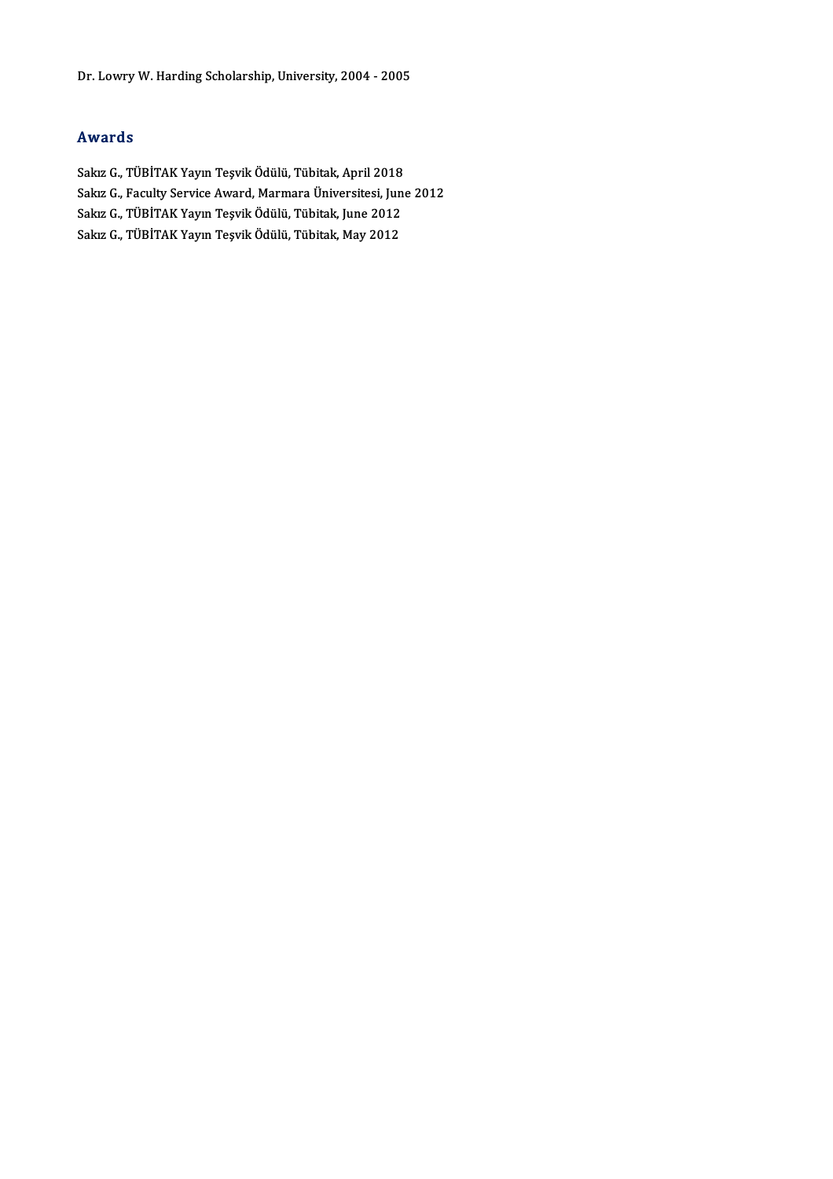Dr. Lowry W. Harding Scholarship, University, 2004 - 2005

## Awards

Sakız G., TÜBİTAK Yayın Teşvik Ödülü, Tübitak, April 2018
Sakız G., Faculty Service Award, Marmara Üniversitesi, June 2012
Sakız G., TÜBİTAK Yayın Teşvik Ödülü, Tübitak, June 2012
Sakız G., TÜBİTAK Yayın Teşvik Ödülü, Tübitak, May 2012